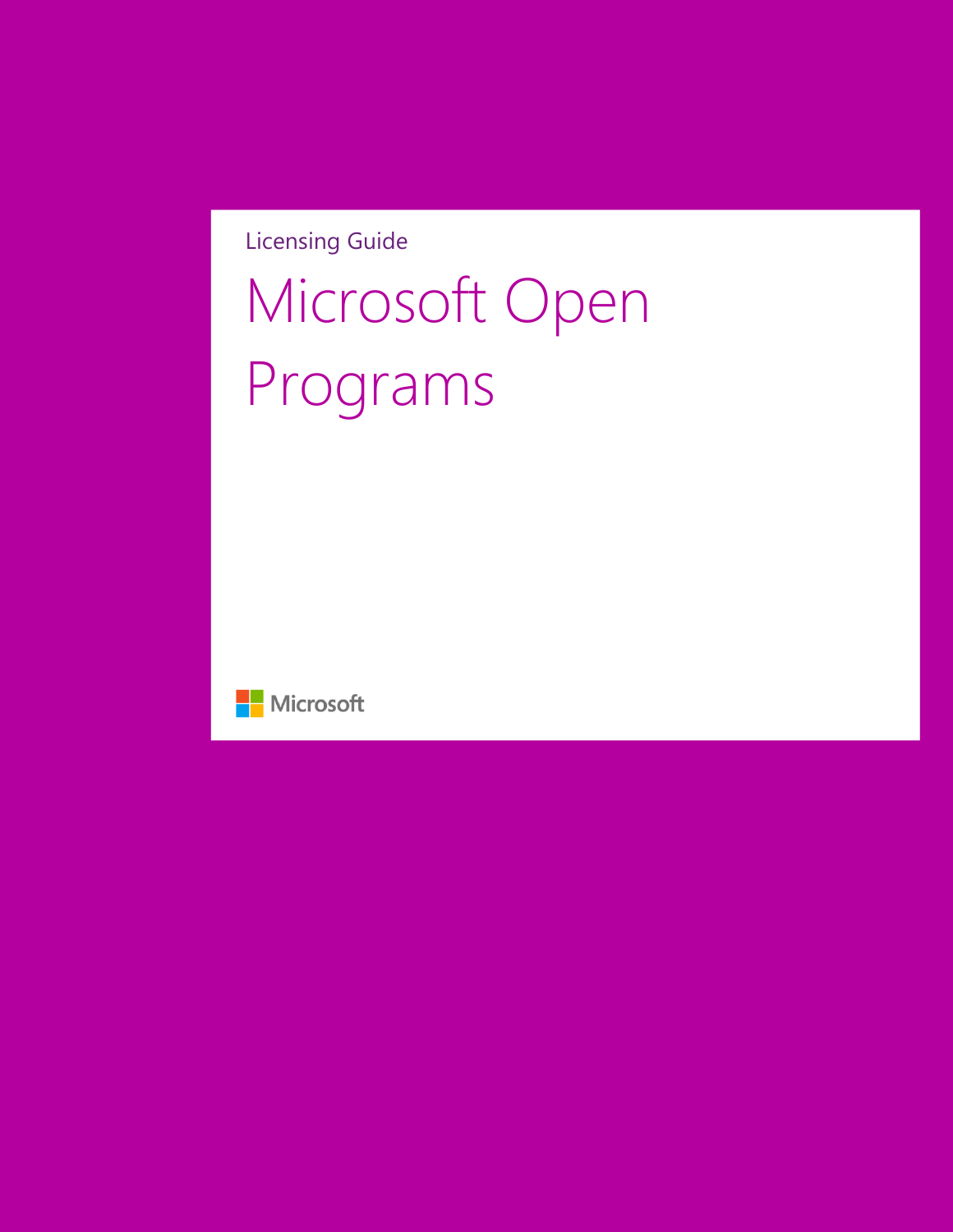Licensing Guide

# Microsoft Open Programs

Microsoft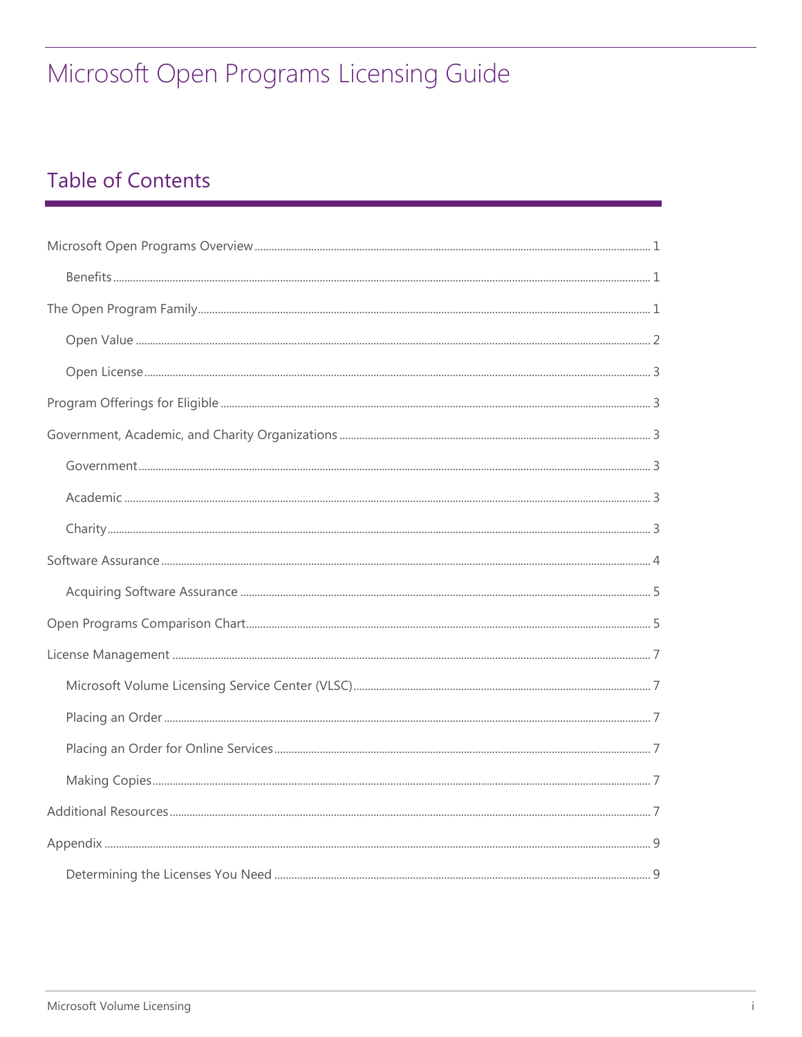# Microsoft Open Programs Licensing Guide

## Table of Contents

- Microsoft Open Programs Overview ........ 1
  - Benefits ........ 1
- The Open Program Family ........ 1
  - Open Value ........ 2
  - Open License ........ 3
- Program Offerings for Eligible ........ 3
- Government, Academic, and Charity Organizations ........ 3
  - Government ........ 3
  - Academic ........ 3
  - Charity ........ 3
- Software Assurance ........ 4
  - Acquiring Software Assurance ........ 5
- Open Programs Comparison Chart ........ 5
- License Management ........ 7
  - Microsoft Volume Licensing Service Center (VLSC) ........ 7
  - Placing an Order ........ 7
  - Placing an Order for Online Services ........ 7
  - Making Copies ........ 7
- Additional Resources ........ 7
- Appendix ........ 9
  - Determining the Licenses You Need ........ 9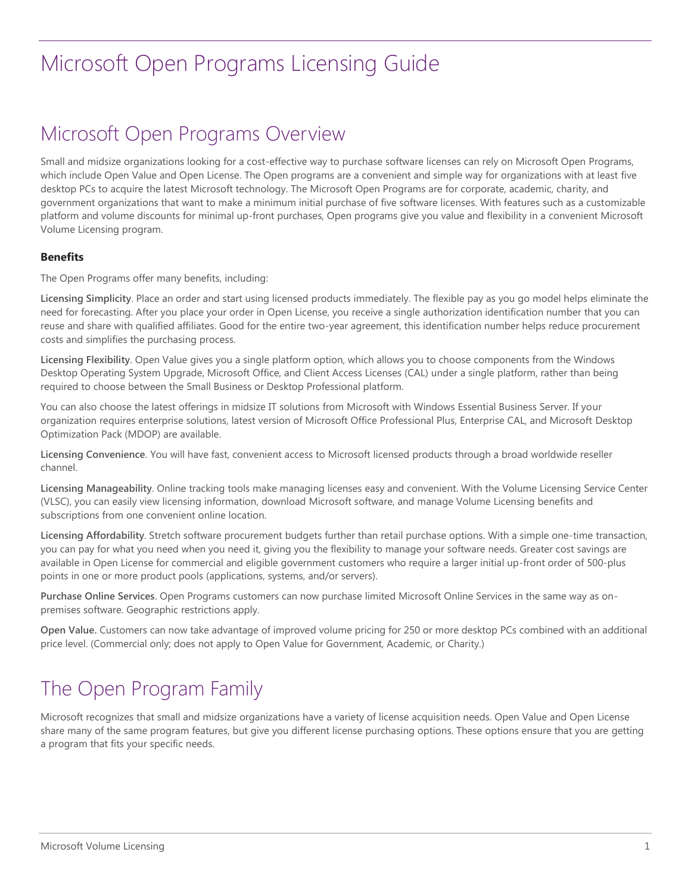# Microsoft Open Programs Licensing Guide

## Microsoft Open Programs Overview

Small and midsize organizations looking for a cost-effective way to purchase software licenses can rely on Microsoft Open Programs, which include Open Value and Open License. The Open programs are a convenient and simple way for organizations with at least five desktop PCs to acquire the latest Microsoft technology. The Microsoft Open Programs are for corporate, academic, charity, and government organizations that want to make a minimum initial purchase of five software licenses. With features such as a customizable platform and volume discounts for minimal up-front purchases, Open programs give you value and flexibility in a convenient Microsoft Volume Licensing program.

**Benefits**

The Open Programs offer many benefits, including:

**Licensing Simplicity**. Place an order and start using licensed products immediately. The flexible pay as you go model helps eliminate the need for forecasting. After you place your order in Open License, you receive a single authorization identification number that you can reuse and share with qualified affiliates. Good for the entire two-year agreement, this identification number helps reduce procurement costs and simplifies the purchasing process.

**Licensing Flexibility**. Open Value gives you a single platform option, which allows you to choose components from the Windows Desktop Operating System Upgrade, Microsoft Office, and Client Access Licenses (CAL) under a single platform, rather than being required to choose between the Small Business or Desktop Professional platform.

You can also choose the latest offerings in midsize IT solutions from Microsoft with Windows Essential Business Server. If your organization requires enterprise solutions, latest version of Microsoft Office Professional Plus, Enterprise CAL, and Microsoft Desktop Optimization Pack (MDOP) are available.

**Licensing Convenience**. You will have fast, convenient access to Microsoft licensed products through a broad worldwide reseller channel.

**Licensing Manageability**. Online tracking tools make managing licenses easy and convenient. With the Volume Licensing Service Center (VLSC), you can easily view licensing information, download Microsoft software, and manage Volume Licensing benefits and subscriptions from one convenient online location.

**Licensing Affordability**. Stretch software procurement budgets further than retail purchase options. With a simple one-time transaction, you can pay for what you need when you need it, giving you the flexibility to manage your software needs. Greater cost savings are available in Open License for commercial and eligible government customers who require a larger initial up-front order of 500-plus points in one or more product pools (applications, systems, and/or servers).

**Purchase Online Services**. Open Programs customers can now purchase limited Microsoft Online Services in the same way as on-premises software. Geographic restrictions apply.

**Open Value.** Customers can now take advantage of improved volume pricing for 250 or more desktop PCs combined with an additional price level. (Commercial only; does not apply to Open Value for Government, Academic, or Charity.)

## The Open Program Family

Microsoft recognizes that small and midsize organizations have a variety of license acquisition needs. Open Value and Open License share many of the same program features, but give you different license purchasing options. These options ensure that you are getting a program that fits your specific needs.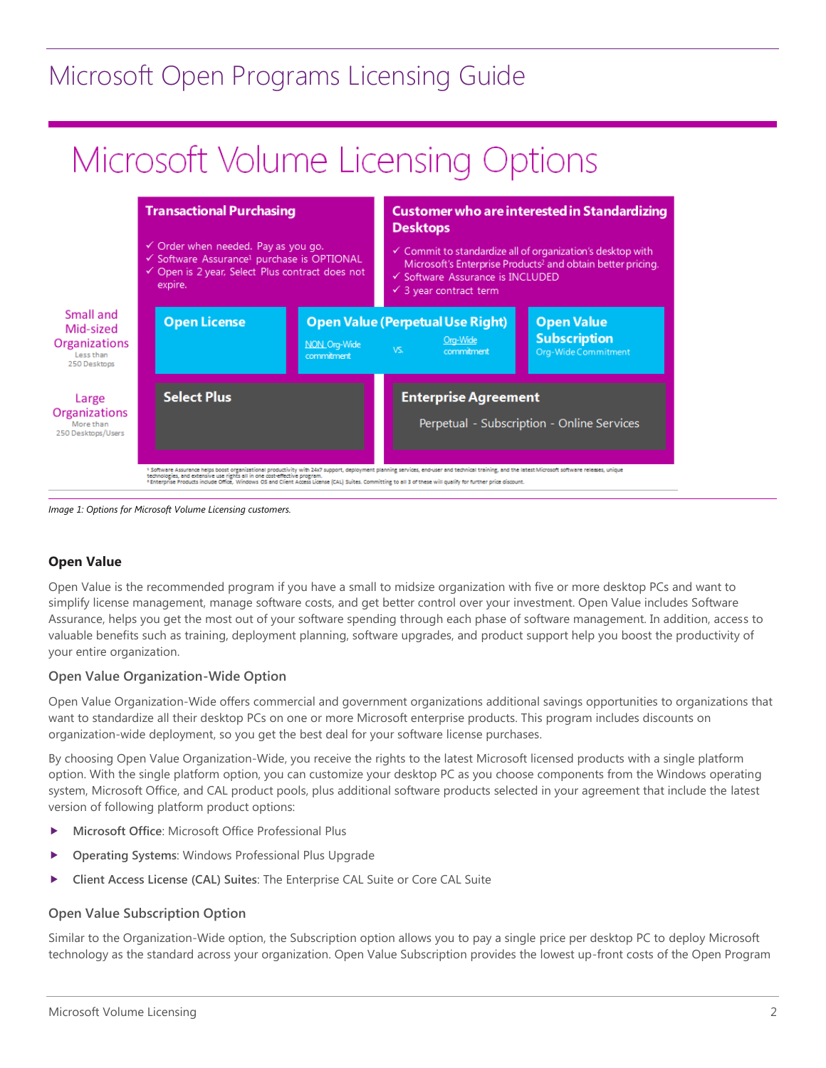# Microsoft Volume Licensing Options

| | Transactional Purchasing<br>✓ Order when needed. Pay as you go.<br>✓ Software Assurance[1] purchase is OPTIONAL<br>✓ Open is 2 year, Select Plus contract does not expire. | | Customer who are interested in Standardizing Desktops<br>✓ Commit to standardize all of organization's desktop with Microsoft's Enterprise Products[2] and obtain better pricing.<br>✓ Software Assurance is INCLUDED<br>✓ 3 year contract term |
|---|---|---|---|
| Small and Mid-sized Organizations<br>Less than 250 Desktops | Open License | Open Value (Perpetual Use Right)<br>NON Org-Wide commitment vs. Org-Wide commitment | Open Value Subscription<br>Org-Wide Commitment |
| Large Organizations<br>More than 250 Desktops/Users | Select Plus | | Enterprise Agreement<br>Perpetual - Subscription - Online Services |

[1] Software Assurance helps boost organizational productivity with 24x7 support, deployment planning services, end-user and technical training, and the latest Microsoft software releases, unique technologies, and extensive use rights all in one cost-effective program.
[2] Enterprise Products include Office, Windows OS and Client Access License (CAL) Suites. Committing to all 3 of these will qualify for further price discount.

*Image 1: Options for Microsoft Volume Licensing customers.*

### Open Value

Open Value is the recommended program if you have a small to midsize organization with five or more desktop PCs and want to simplify license management, manage software costs, and get better control over your investment. Open Value includes Software Assurance, helps you get the most out of your software spending through each phase of software management. In addition, access to valuable benefits such as training, deployment planning, software upgrades, and product support help you boost the productivity of your entire organization.

#### Open Value Organization-Wide Option

Open Value Organization-Wide offers commercial and government organizations additional savings opportunities to organizations that want to standardize all their desktop PCs on one or more Microsoft enterprise products. This program includes discounts on organization-wide deployment, so you get the best deal for your software license purchases.

By choosing Open Value Organization-Wide, you receive the rights to the latest Microsoft licensed products with a single platform option. With the single platform option, you can customize your desktop PC as you choose components from the Windows operating system, Microsoft Office, and CAL product pools, plus additional software products selected in your agreement that include the latest version of following platform product options:

- **Microsoft Office**: Microsoft Office Professional Plus
- **Operating Systems**: Windows Professional Plus Upgrade
- **Client Access License (CAL) Suites**: The Enterprise CAL Suite or Core CAL Suite

#### Open Value Subscription Option

Similar to the Organization-Wide option, the Subscription option allows you to pay a single price per desktop PC to deploy Microsoft technology as the standard across your organization. Open Value Subscription provides the lowest up-front costs of the Open Program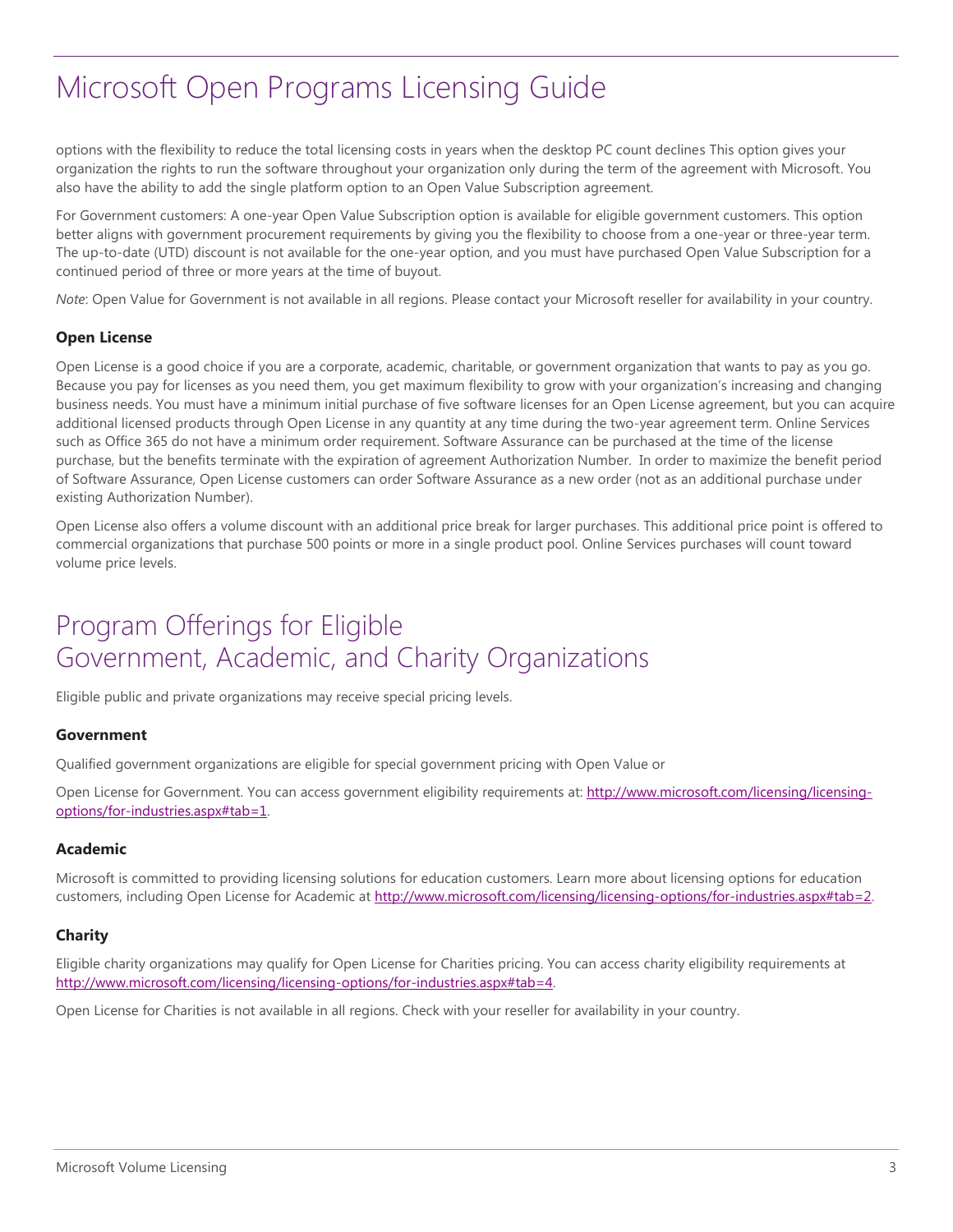options with the flexibility to reduce the total licensing costs in years when the desktop PC count declines This option gives your organization the rights to run the software throughout your organization only during the term of the agreement with Microsoft. You also have the ability to add the single platform option to an Open Value Subscription agreement.

For Government customers: A one-year Open Value Subscription option is available for eligible government customers. This option better aligns with government procurement requirements by giving you the flexibility to choose from a one-year or three-year term. The up-to-date (UTD) discount is not available for the one-year option, and you must have purchased Open Value Subscription for a continued period of three or more years at the time of buyout.

*Note*: Open Value for Government is not available in all regions. Please contact your Microsoft reseller for availability in your country.

### Open License

Open License is a good choice if you are a corporate, academic, charitable, or government organization that wants to pay as you go. Because you pay for licenses as you need them, you get maximum flexibility to grow with your organization's increasing and changing business needs. You must have a minimum initial purchase of five software licenses for an Open License agreement, but you can acquire additional licensed products through Open License in any quantity at any time during the two-year agreement term. Online Services such as Office 365 do not have a minimum order requirement. Software Assurance can be purchased at the time of the license purchase, but the benefits terminate with the expiration of agreement Authorization Number. In order to maximize the benefit period of Software Assurance, Open License customers can order Software Assurance as a new order (not as an additional purchase under existing Authorization Number).

Open License also offers a volume discount with an additional price break for larger purchases. This additional price point is offered to commercial organizations that purchase 500 points or more in a single product pool. Online Services purchases will count toward volume price levels.

## Program Offerings for Eligible Government, Academic, and Charity Organizations

Eligible public and private organizations may receive special pricing levels.

### Government

Qualified government organizations are eligible for special government pricing with Open Value or

Open License for Government. You can access government eligibility requirements at: http://www.microsoft.com/licensing/licensing-options/for-industries.aspx#tab=1.

### Academic

Microsoft is committed to providing licensing solutions for education customers. Learn more about licensing options for education customers, including Open License for Academic at http://www.microsoft.com/licensing/licensing-options/for-industries.aspx#tab=2.

### Charity

Eligible charity organizations may qualify for Open License for Charities pricing. You can access charity eligibility requirements at http://www.microsoft.com/licensing/licensing-options/for-industries.aspx#tab=4.

Open License for Charities is not available in all regions. Check with your reseller for availability in your country.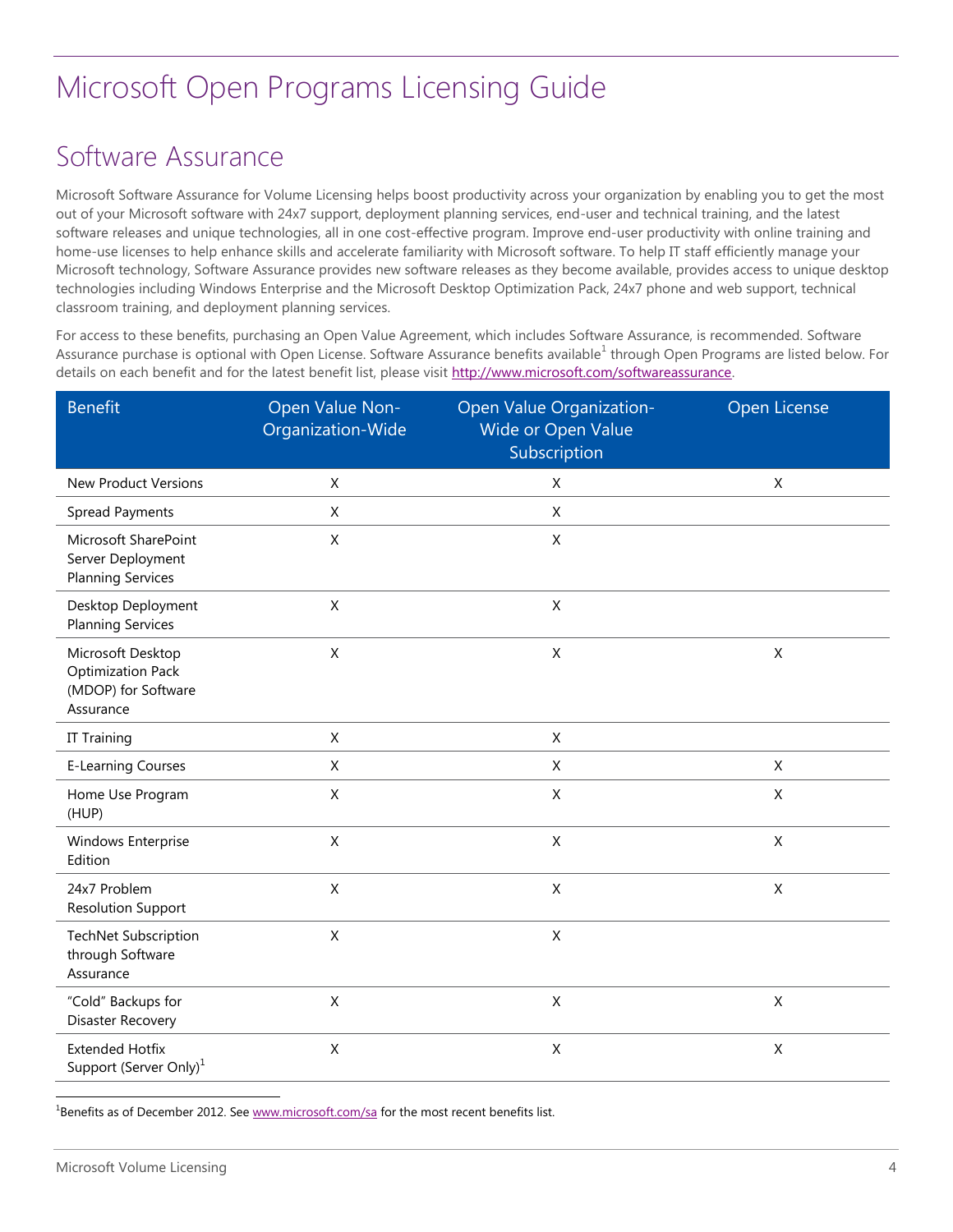# Microsoft Open Programs Licensing Guide

## Software Assurance

Microsoft Software Assurance for Volume Licensing helps boost productivity across your organization by enabling you to get the most out of your Microsoft software with 24x7 support, deployment planning services, end-user and technical training, and the latest software releases and unique technologies, all in one cost-effective program. Improve end-user productivity with online training and home-use licenses to help enhance skills and accelerate familiarity with Microsoft software. To help IT staff efficiently manage your Microsoft technology, Software Assurance provides new software releases as they become available, provides access to unique desktop technologies including Windows Enterprise and the Microsoft Desktop Optimization Pack, 24x7 phone and web support, technical classroom training, and deployment planning services.

For access to these benefits, purchasing an Open Value Agreement, which includes Software Assurance, is recommended. Software Assurance purchase is optional with Open License. Software Assurance benefits available[1] through Open Programs are listed below. For details on each benefit and for the latest benefit list, please visit http://www.microsoft.com/softwareassurance.

| Benefit | Open Value Non-Organization-Wide | Open Value Organization-Wide or Open Value Subscription | Open License |
|---|---|---|---|
| New Product Versions | X | X | X |
| Spread Payments | X | X | |
| Microsoft SharePoint Server Deployment Planning Services | X | X | |
| Desktop Deployment Planning Services | X | X | |
| Microsoft Desktop Optimization Pack (MDOP) for Software Assurance | X | X | X |
| IT Training | X | X | |
| E-Learning Courses | X | X | X |
| Home Use Program (HUP) | X | X | X |
| Windows Enterprise Edition | X | X | X |
| 24x7 Problem Resolution Support | X | X | X |
| TechNet Subscription through Software Assurance | X | X | |
| "Cold" Backups for Disaster Recovery | X | X | X |
| Extended Hotfix Support (Server Only)[1] | X | X | X |

[1]Benefits as of December 2012. See www.microsoft.com/sa for the most recent benefits list.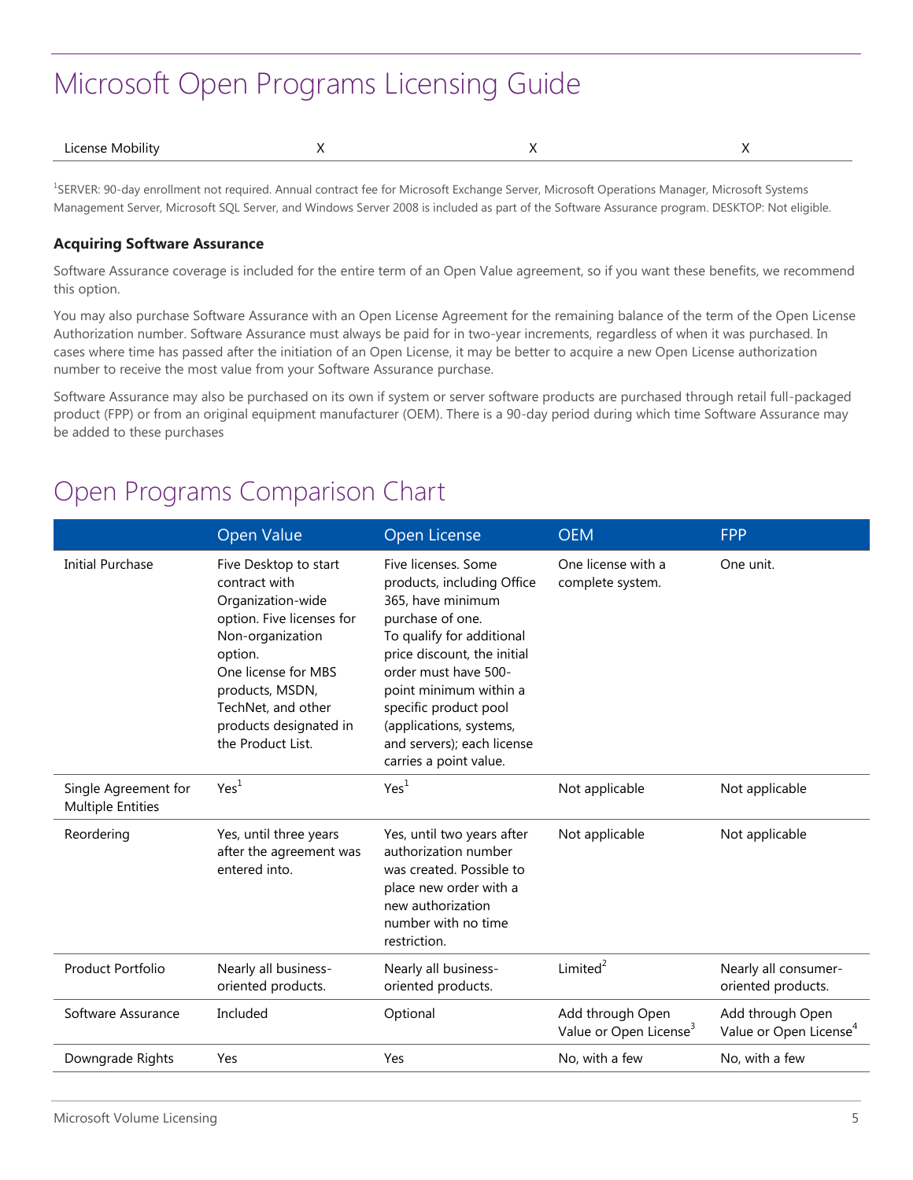| License Mobility | X | X | X |
|---|---|---|---|

[1]SERVER: 90-day enrollment not required. Annual contract fee for Microsoft Exchange Server, Microsoft Operations Manager, Microsoft Systems Management Server, Microsoft SQL Server, and Windows Server 2008 is included as part of the Software Assurance program. DESKTOP: Not eligible.

### Acquiring Software Assurance

Software Assurance coverage is included for the entire term of an Open Value agreement, so if you want these benefits, we recommend this option.

You may also purchase Software Assurance with an Open License Agreement for the remaining balance of the term of the Open License Authorization number. Software Assurance must always be paid for in two-year increments, regardless of when it was purchased. In cases where time has passed after the initiation of an Open License, it may be better to acquire a new Open License authorization number to receive the most value from your Software Assurance purchase.

Software Assurance may also be purchased on its own if system or server software products are purchased through retail full-packaged product (FPP) or from an original equipment manufacturer (OEM). There is a 90-day period during which time Software Assurance may be added to these purchases

## Open Programs Comparison Chart

| | Open Value | Open License | OEM | FPP |
|---|---|---|---|---|
| Initial Purchase | Five Desktop to start contract with Organization-wide option. Five licenses for Non-organization option. One license for MBS products, MSDN, TechNet, and other products designated in the Product List. | Five licenses. Some products, including Office 365, have minimum purchase of one. To qualify for additional price discount, the initial order must have 500-point minimum within a specific product pool (applications, systems, and servers); each license carries a point value. | One license with a complete system. | One unit. |
| Single Agreement for Multiple Entities | Yes[1] | Yes[1] | Not applicable | Not applicable |
| Reordering | Yes, until three years after the agreement was entered into. | Yes, until two years after authorization number was created. Possible to place new order with a new authorization number with no time restriction. | Not applicable | Not applicable |
| Product Portfolio | Nearly all business-oriented products. | Nearly all business-oriented products. | Limited[2] | Nearly all consumer-oriented products. |
| Software Assurance | Included | Optional | Add through Open Value or Open License[3] | Add through Open Value or Open License[4] |
| Downgrade Rights | Yes | Yes | No, with a few | No, with a few |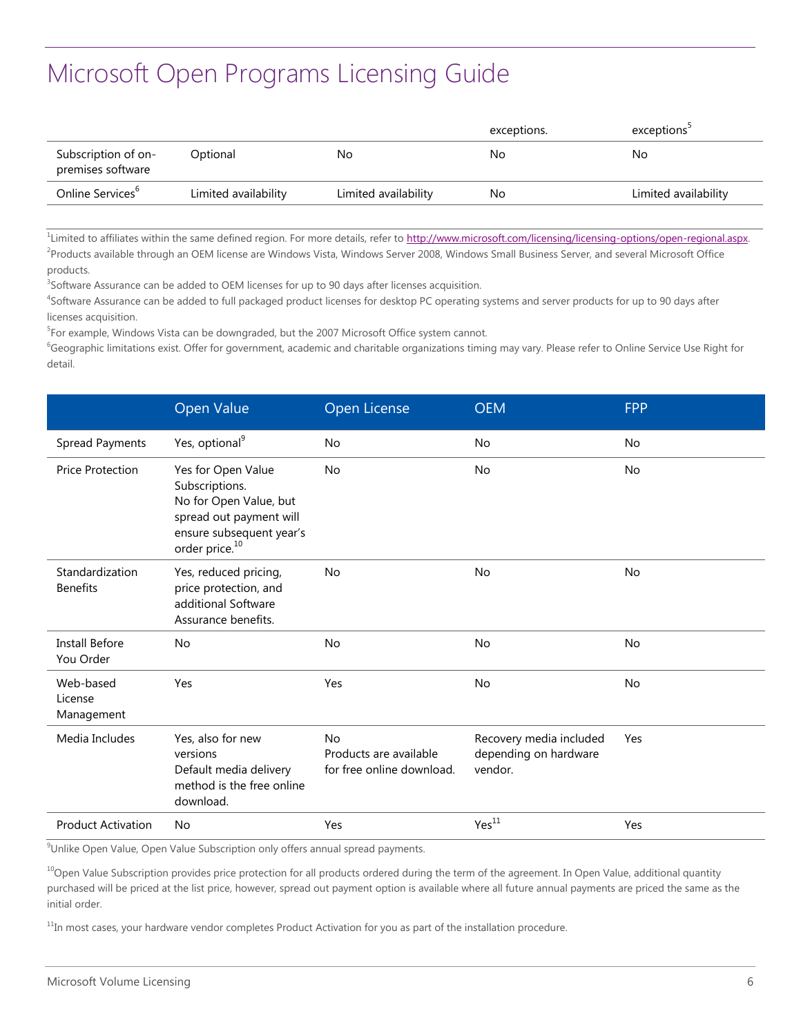# Microsoft Open Programs Licensing Guide

| | | | | |
|---|---|---|---|---|
| | | | exceptions. | exceptions[5] |
| Subscription of on-premises software | Optional | No | No | No |
| Online Services[6] | Limited availability | Limited availability | No | Limited availability |

[1]Limited to affiliates within the same defined region. For more details, refer to http://www.microsoft.com/licensing/licensing-options/open-regional.aspx.

[2]Products available through an OEM license are Windows Vista, Windows Server 2008, Windows Small Business Server, and several Microsoft Office products.

[3]Software Assurance can be added to OEM licenses for up to 90 days after licenses acquisition.

[4]Software Assurance can be added to full packaged product licenses for desktop PC operating systems and server products for up to 90 days after licenses acquisition.

[5]For example, Windows Vista can be downgraded, but the 2007 Microsoft Office system cannot.

[6]Geographic limitations exist. Offer for government, academic and charitable organizations timing may vary. Please refer to Online Service Use Right for detail.

| | Open Value | Open License | OEM | FPP |
|---|---|---|---|---|
| Spread Payments | Yes, optional[9] | No | No | No |
| Price Protection | Yes for Open Value Subscriptions. No for Open Value, but spread out payment will ensure subsequent year's order price.[10] | No | No | No |
| Standardization Benefits | Yes, reduced pricing, price protection, and additional Software Assurance benefits. | No | No | No |
| Install Before You Order | No | No | No | No |
| Web-based License Management | Yes | Yes | No | No |
| Media Includes | Yes, also for new versions Default media delivery method is the free online download. | No Products are available for free online download. | Recovery media included depending on hardware vendor. | Yes |
| Product Activation | No | Yes | Yes[11] | Yes |

[9]Unlike Open Value, Open Value Subscription only offers annual spread payments.

[10]Open Value Subscription provides price protection for all products ordered during the term of the agreement. In Open Value, additional quantity purchased will be priced at the list price, however, spread out payment option is available where all future annual payments are priced the same as the initial order.

[11]In most cases, your hardware vendor completes Product Activation for you as part of the installation procedure.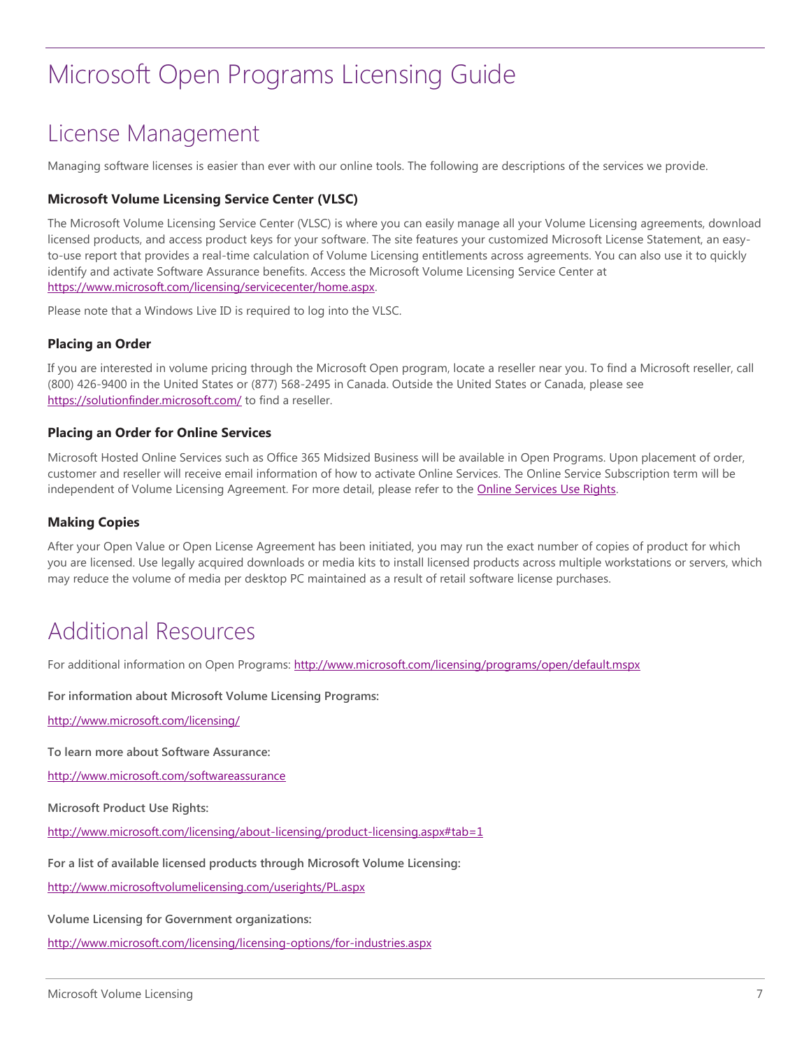# Microsoft Open Programs Licensing Guide

## License Management

Managing software licenses is easier than ever with our online tools. The following are descriptions of the services we provide.

### Microsoft Volume Licensing Service Center (VLSC)

The Microsoft Volume Licensing Service Center (VLSC) is where you can easily manage all your Volume Licensing agreements, download licensed products, and access product keys for your software. The site features your customized Microsoft License Statement, an easy-to-use report that provides a real-time calculation of Volume Licensing entitlements across agreements. You can also use it to quickly identify and activate Software Assurance benefits. Access the Microsoft Volume Licensing Service Center at [https://www.microsoft.com/licensing/servicecenter/home.aspx](https://www.microsoft.com/licensing/servicecenter/home.aspx).

Please note that a Windows Live ID is required to log into the VLSC.

### Placing an Order

If you are interested in volume pricing through the Microsoft Open program, locate a reseller near you. To find a Microsoft reseller, call (800) 426-9400 in the United States or (877) 568-2495 in Canada. Outside the United States or Canada, please see [https://solutionfinder.microsoft.com/](https://solutionfinder.microsoft.com/) to find a reseller.

### Placing an Order for Online Services

Microsoft Hosted Online Services such as Office 365 Midsized Business will be available in Open Programs. Upon placement of order, customer and reseller will receive email information of how to activate Online Services. The Online Service Subscription term will be independent of Volume Licensing Agreement. For more detail, please refer to the Online Services Use Rights.

### Making Copies

After your Open Value or Open License Agreement has been initiated, you may run the exact number of copies of product for which you are licensed. Use legally acquired downloads or media kits to install licensed products across multiple workstations or servers, which may reduce the volume of media per desktop PC maintained as a result of retail software license purchases.

## Additional Resources

For additional information on Open Programs: [http://www.microsoft.com/licensing/programs/open/default.mspx](http://www.microsoft.com/licensing/programs/open/default.mspx)

**For information about Microsoft Volume Licensing Programs:**

[http://www.microsoft.com/licensing/](http://www.microsoft.com/licensing/)

**To learn more about Software Assurance:**

[http://www.microsoft.com/softwareassurance](http://www.microsoft.com/softwareassurance)

**Microsoft Product Use Rights:**

[http://www.microsoft.com/licensing/about-licensing/product-licensing.aspx#tab=1](http://www.microsoft.com/licensing/about-licensing/product-licensing.aspx#tab=1)

**For a list of available licensed products through Microsoft Volume Licensing:**

[http://www.microsoftvolumelicensing.com/userights/PL.aspx](http://www.microsoftvolumelicensing.com/userights/PL.aspx)

**Volume Licensing for Government organizations:**

[http://www.microsoft.com/licensing/licensing-options/for-industries.aspx](http://www.microsoft.com/licensing/licensing-options/for-industries.aspx)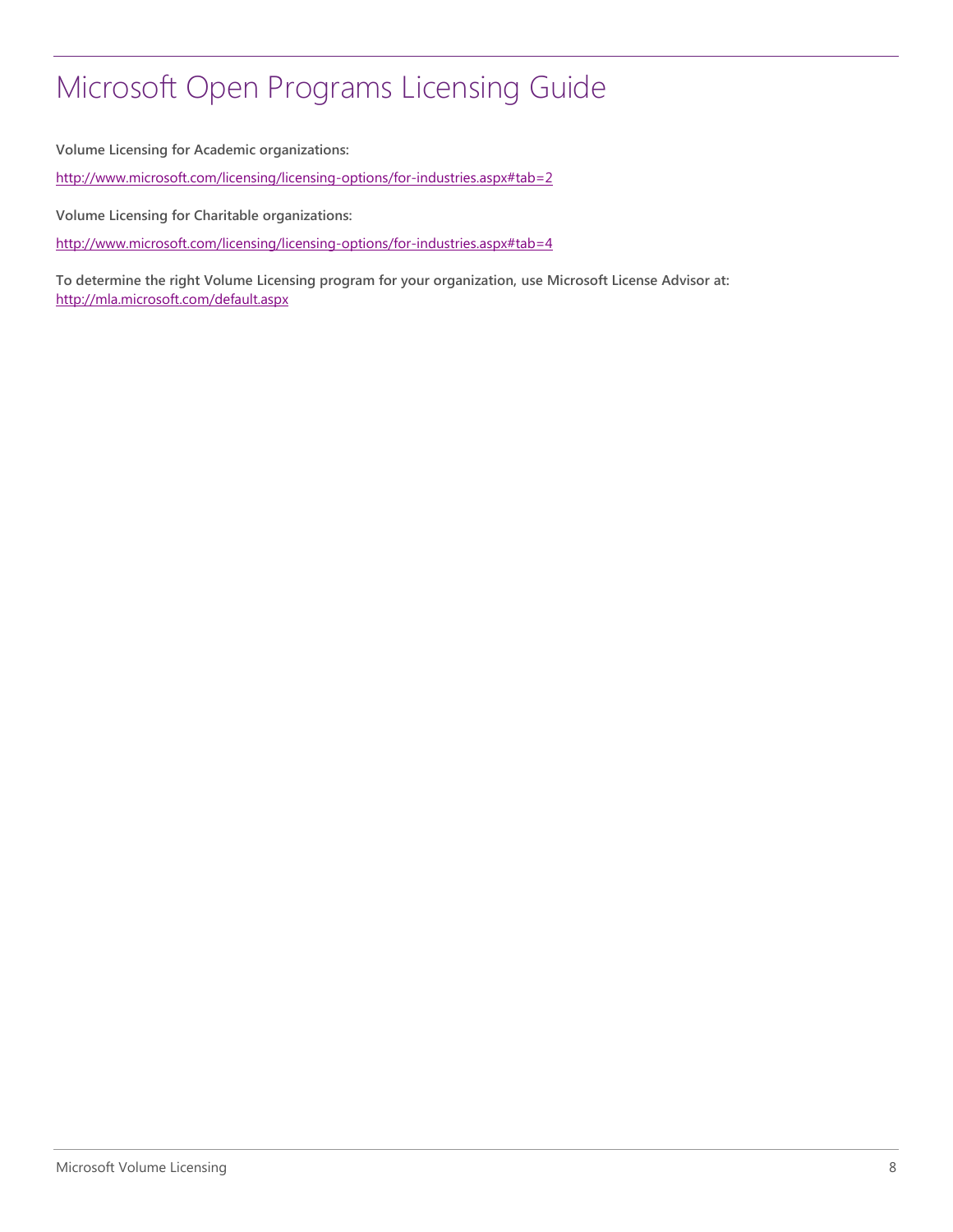**Volume Licensing for Academic organizations:**

http://www.microsoft.com/licensing/licensing-options/for-industries.aspx#tab=2

**Volume Licensing for Charitable organizations:**

http://www.microsoft.com/licensing/licensing-options/for-industries.aspx#tab=4

**To determine the right Volume Licensing program for your organization, use Microsoft License Advisor at:**
http://mla.microsoft.com/default.aspx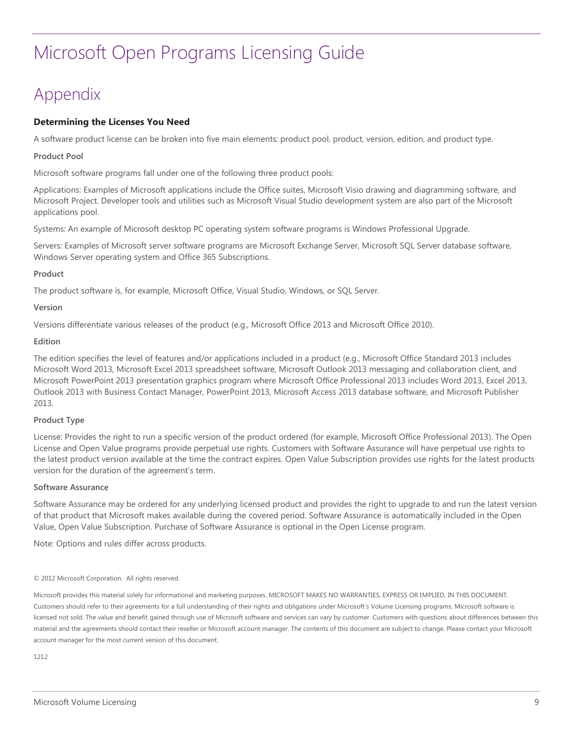# Microsoft Open Programs Licensing Guide

## Appendix

**Determining the Licenses You Need**

A software product license can be broken into five main elements: product pool, product, version, edition, and product type.

**Product Pool**

Microsoft software programs fall under one of the following three product pools:

Applications: Examples of Microsoft applications include the Office suites, Microsoft Visio drawing and diagramming software, and Microsoft Project. Developer tools and utilities such as Microsoft Visual Studio development system are also part of the Microsoft applications pool.

Systems: An example of Microsoft desktop PC operating system software programs is Windows Professional Upgrade.

Servers: Examples of Microsoft server software programs are Microsoft Exchange Server, Microsoft SQL Server database software, Windows Server operating system and Office 365 Subscriptions.

**Product**

The product software is, for example, Microsoft Office, Visual Studio, Windows, or SQL Server.

**Version**

Versions differentiate various releases of the product (e.g., Microsoft Office 2013 and Microsoft Office 2010).

**Edition**

The edition specifies the level of features and/or applications included in a product (e.g., Microsoft Office Standard 2013 includes Microsoft Word 2013, Microsoft Excel 2013 spreadsheet software, Microsoft Outlook 2013 messaging and collaboration client, and Microsoft PowerPoint 2013 presentation graphics program where Microsoft Office Professional 2013 includes Word 2013, Excel 2013, Outlook 2013 with Business Contact Manager, PowerPoint 2013, Microsoft Access 2013 database software, and Microsoft Publisher 2013.

**Product Type**

License: Provides the right to run a specific version of the product ordered (for example, Microsoft Office Professional 2013). The Open License and Open Value programs provide perpetual use rights. Customers with Software Assurance will have perpetual use rights to the latest product version available at the time the contract expires. Open Value Subscription provides use rights for the latest products version for the duration of the agreement's term.

**Software Assurance**

Software Assurance may be ordered for any underlying licensed product and provides the right to upgrade to and run the latest version of that product that Microsoft makes available during the covered period. Software Assurance is automatically included in the Open Value, Open Value Subscription. Purchase of Software Assurance is optional in the Open License program.

Note: Options and rules differ across products.

© 2012 Microsoft Corporation. All rights reserved.

Microsoft provides this material solely for informational and marketing purposes. MICROSOFT MAKES NO WARRANTIES, EXPRESS OR IMPLIED, IN THIS DOCUMENT. Customers should refer to their agreements for a full understanding of their rights and obligations under Microsoft's Volume Licensing programs. Microsoft software is licensed not sold. The value and benefit gained through use of Microsoft software and services can vary by customer. Customers with questions about differences between this material and the agreements should contact their reseller or Microsoft account manager. The contents of this document are subject to change. Please contact your Microsoft account manager for the most current version of this document.

1212